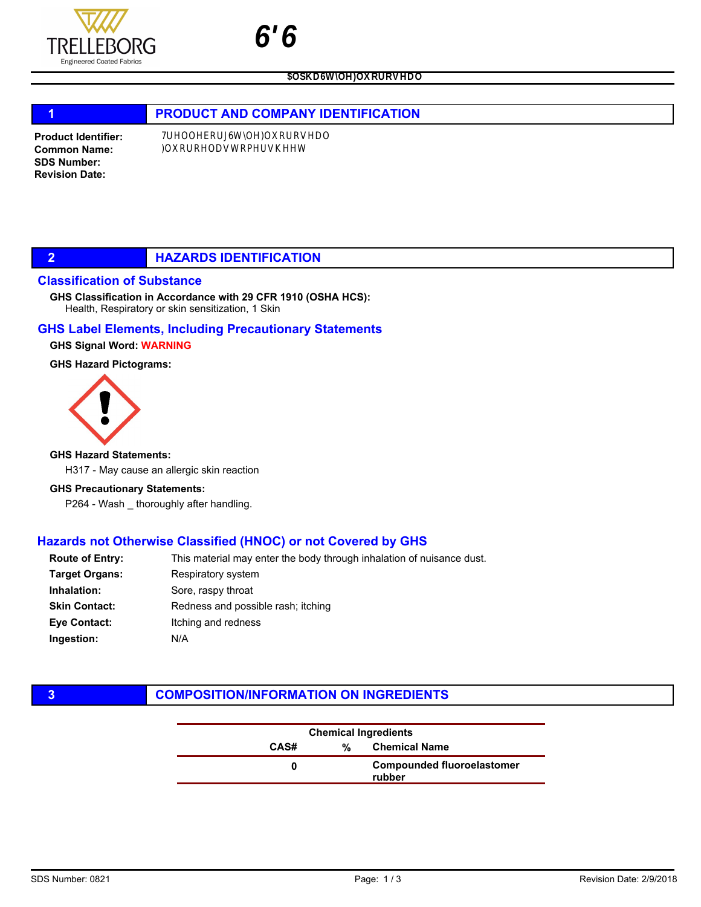# 6'6

**$OSKD6W\OH)OXRURVHDO**

## 1 PRODUCT AND COMPANY IDENTIFICATION

**Product Identifier:** 7UHOOHERUJ6W\OH)OXRURVHDO
**Common Name:** )OXRURHODVWRPHUVKHHW
**SDS Number:**
**Revision Date:**

## 2 HAZARDS IDENTIFICATION

### Classification of Substance

**GHS Classification in Accordance with 29 CFR 1910 (OSHA HCS):**
Health, Respiratory or skin sensitization, 1 Skin

### GHS Label Elements, Including Precautionary Statements

**GHS Signal Word:** WARNING

**GHS Hazard Pictograms:**

**GHS Hazard Statements:**
H317 - May cause an allergic skin reaction

**GHS Precautionary Statements:**
P264 - Wash _ thoroughly after handling.

### Hazards not Otherwise Classified (HNOC) or not Covered by GHS

**Route of Entry:** This material may enter the body through inhalation of nuisance dust.
**Target Organs:** Respiratory system
**Inhalation:** Sore, raspy throat
**Skin Contact:** Redness and possible rash; itching
**Eye Contact:** Itching and redness
**Ingestion:** N/A

## 3 COMPOSITION/INFORMATION ON INGREDIENTS

| Chemical Ingredients | | |
|---|---|---|
| **CAS#** | **%** | **Chemical Name** |
| 0 | | Compounded fluoroelastomer rubber |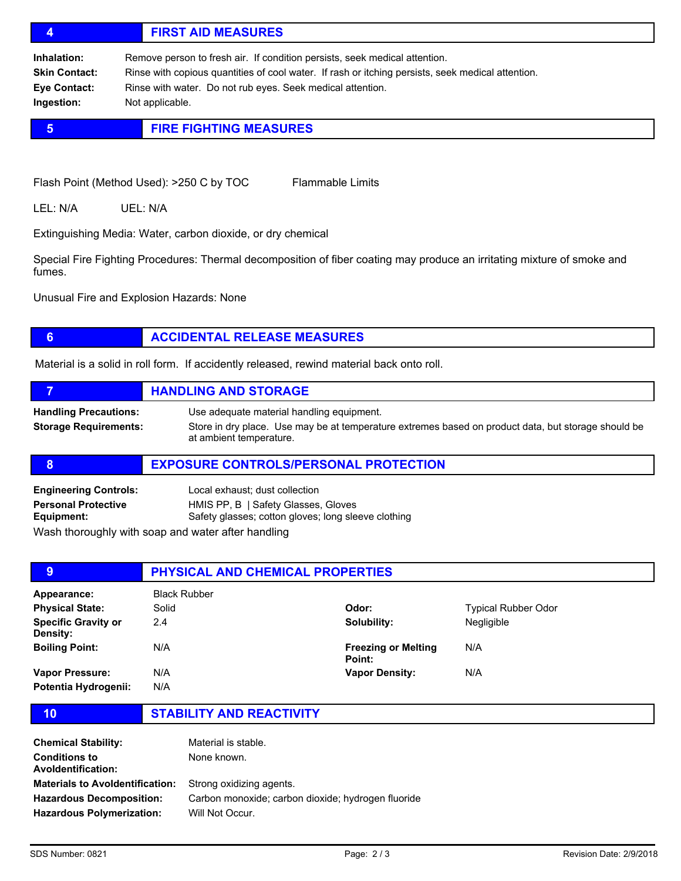## 4 FIRST AID MEASURES

**Inhalation:** Remove person to fresh air. If condition persists, seek medical attention.

**Skin Contact:** Rinse with copious quantities of cool water. If rash or itching persists, seek medical attention.

**Eye Contact:** Rinse with water. Do not rub eyes. Seek medical attention.

**Ingestion:** Not applicable.

## 5 FIRE FIGHTING MEASURES

Flash Point (Method Used): >250 C by TOC    Flammable Limits

LEL: N/A    UEL: N/A

Extinguishing Media: Water, carbon dioxide, or dry chemical

Special Fire Fighting Procedures: Thermal decomposition of fiber coating may produce an irritating mixture of smoke and fumes.

Unusual Fire and Explosion Hazards: None

## 6 ACCIDENTAL RELEASE MEASURES

Material is a solid in roll form. If accidently released, rewind material back onto roll.

## 7 HANDLING AND STORAGE

**Handling Precautions:** Use adequate material handling equipment.

**Storage Requirements:** Store in dry place. Use may be at temperature extremes based on product data, but storage should be at ambient temperature.

## 8 EXPOSURE CONTROLS/PERSONAL PROTECTION

**Engineering Controls:** Local exhaust; dust collection

**Personal Protective Equipment:** HMIS PP, B | Safety Glasses, Gloves
Safety glasses; cotton gloves; long sleeve clothing

Wash thoroughly with soap and water after handling

## 9 PHYSICAL AND CHEMICAL PROPERTIES

| | | | |
|---|---|---|---|
| **Appearance:** | Black Rubber | | |
| **Physical State:** | Solid | **Odor:** | Typical Rubber Odor |
| **Specific Gravity or Density:** | 2.4 | **Solubility:** | Negligible |
| **Boiling Point:** | N/A | **Freezing or Melting Point:** | N/A |
| **Vapor Pressure:** | N/A | **Vapor Density:** | N/A |
| **Potentia Hydrogenii:** | N/A | | |

## 10 STABILITY AND REACTIVITY

**Chemical Stability:** Material is stable.

**Conditions to AvoIdentification:** None known.

**Materials to AvoIdentification:** Strong oxidizing agents.

**Hazardous Decomposition:** Carbon monoxide; carbon dioxide; hydrogen fluoride

**Hazardous Polymerization:** Will Not Occur.

SDS Number: 0821    Revision Date: 2/9/2018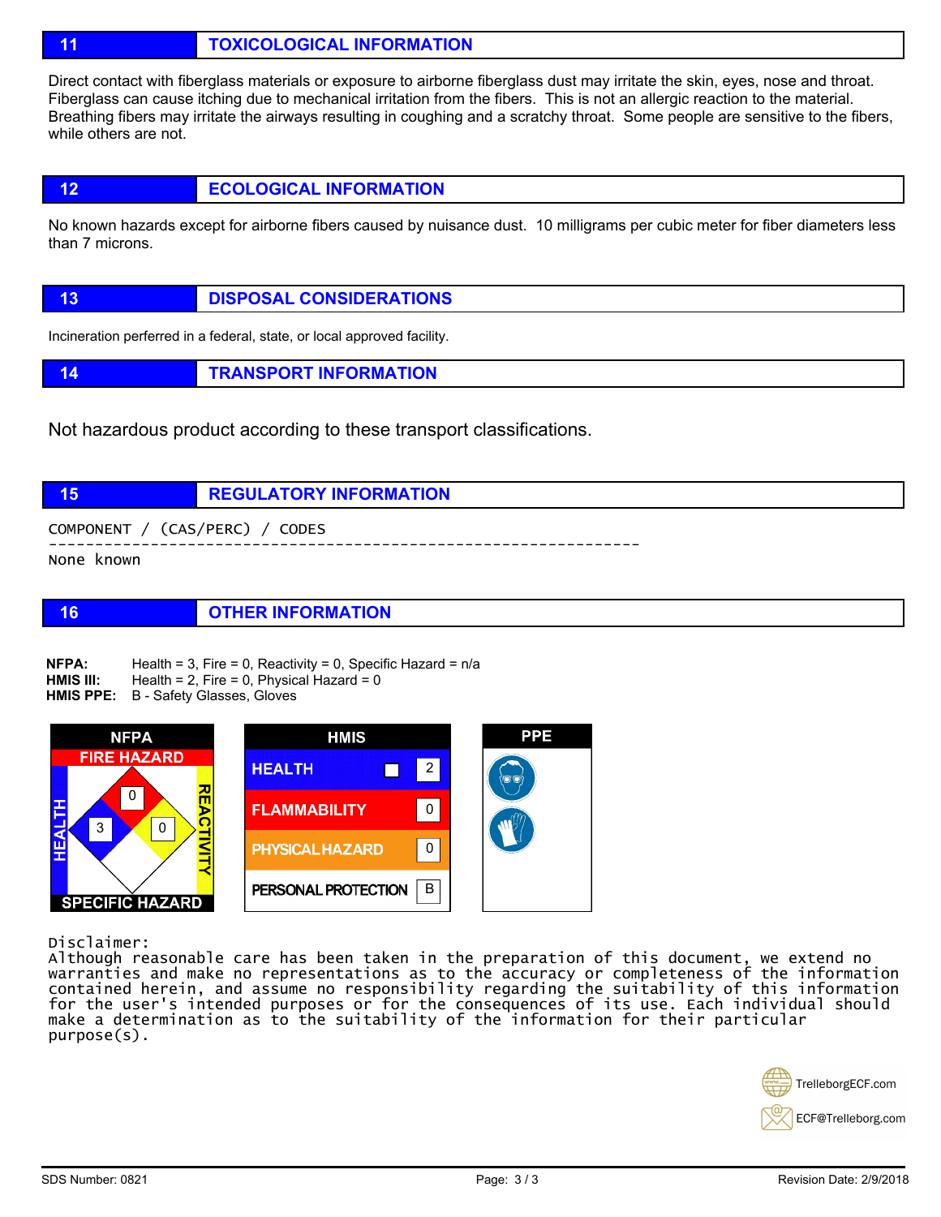## 11 TOXICOLOGICAL INFORMATION

Direct contact with fiberglass materials or exposure to airborne fiberglass dust may irritate the skin, eyes, nose and throat. Fiberglass can cause itching due to mechanical irritation from the fibers. This is not an allergic reaction to the material. Breathing fibers may irritate the airways resulting in coughing and a scratchy throat. Some people are sensitive to the fibers, while others are not.

## 12 ECOLOGICAL INFORMATION

No known hazards except for airborne fibers caused by nuisance dust. 10 milligrams per cubic meter for fiber diameters less than 7 microns.

## 13 DISPOSAL CONSIDERATIONS

Incineration perferred in a federal, state, or local approved facility.

## 14 TRANSPORT INFORMATION

Not hazardous product according to these transport classifications.

## 15 REGULATORY INFORMATION

```
COMPONENT / (CAS/PERC) / CODES
----------------------------------------------------------------
None known
```

## 16 OTHER INFORMATION

**NFPA:** Health = 3, Fire = 0, Reactivity = 0, Specific Hazard = n/a
**HMIS III:** Health = 2, Fire = 0, Physical Hazard = 0
**HMIS PPE:** B - Safety Glasses, Gloves

**NFPA**

FIRE HAZARD: 0
HEALTH: 3
REACTIVITY: 0
SPECIFIC HAZARD

**HMIS**

| | |
|---|---|
| HEALTH | 2 |
| FLAMMABILITY | 0 |
| PHYSICAL HAZARD | 0 |
| PERSONAL PROTECTION | B |

**PPE**

Disclaimer:
Although reasonable care has been taken in the preparation of this document, we extend no warranties and make no representations as to the accuracy or completeness of the information contained herein, and assume no responsibility regarding the suitability of this information for the user's intended purposes or for the consequences of its use. Each individual should make a determination as to the suitability of the information for their particular purpose(s).

TrelleborgECF.com
ECF@Trelleborg.com